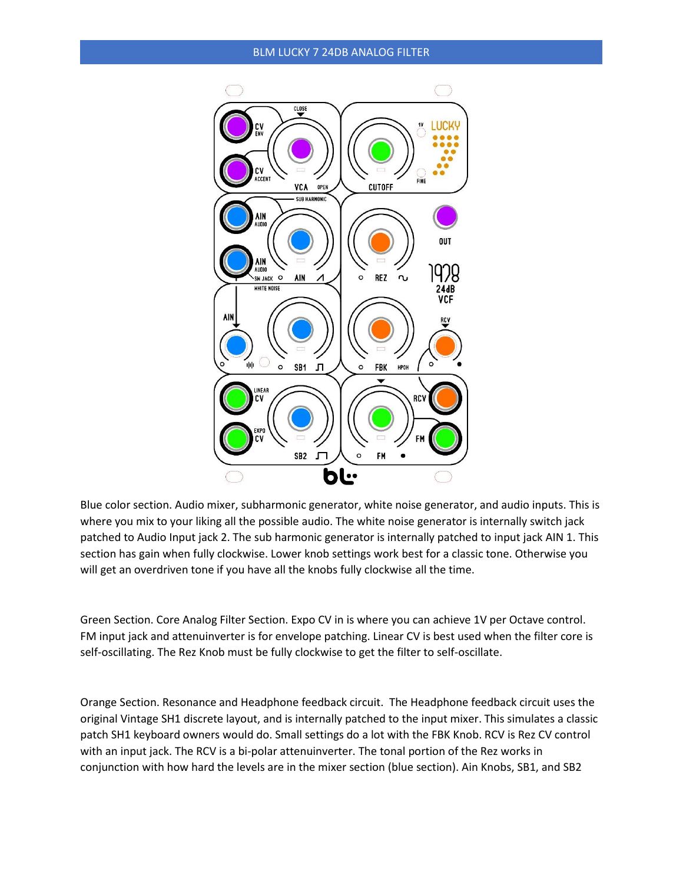# BLM LUCKY 7 24DB ANALOG FILTER

Blue color section. Audio mixer, subharmonic generator, white noise generator, and audio inputs. This is where you mix to your liking all the possible audio. The white noise generator is internally switch jack patched to Audio Input jack 2. The sub harmonic generator is internally patched to input jack AIN 1. This section has gain when fully clockwise. Lower knob settings work best for a classic tone. Otherwise you will get an overdriven tone if you have all the knobs fully clockwise all the time.

Green Section. Core Analog Filter Section. Expo CV in is where you can achieve 1V per Octave control. FM input jack and attenuinverter is for envelope patching. Linear CV is best used when the filter core is self-oscillating. The Rez Knob must be fully clockwise to get the filter to self-oscillate.

Orange Section. Resonance and Headphone feedback circuit. The Headphone feedback circuit uses the original Vintage SH1 discrete layout, and is internally patched to the input mixer. This simulates a classic patch SH1 keyboard owners would do. Small settings do a lot with the FBK Knob. RCV is Rez CV control with an input jack. The RCV is a bi-polar attenuinverter. The tonal portion of the Rez works in conjunction with how hard the levels are in the mixer section (blue section). Ain Knobs, SB1, and SB2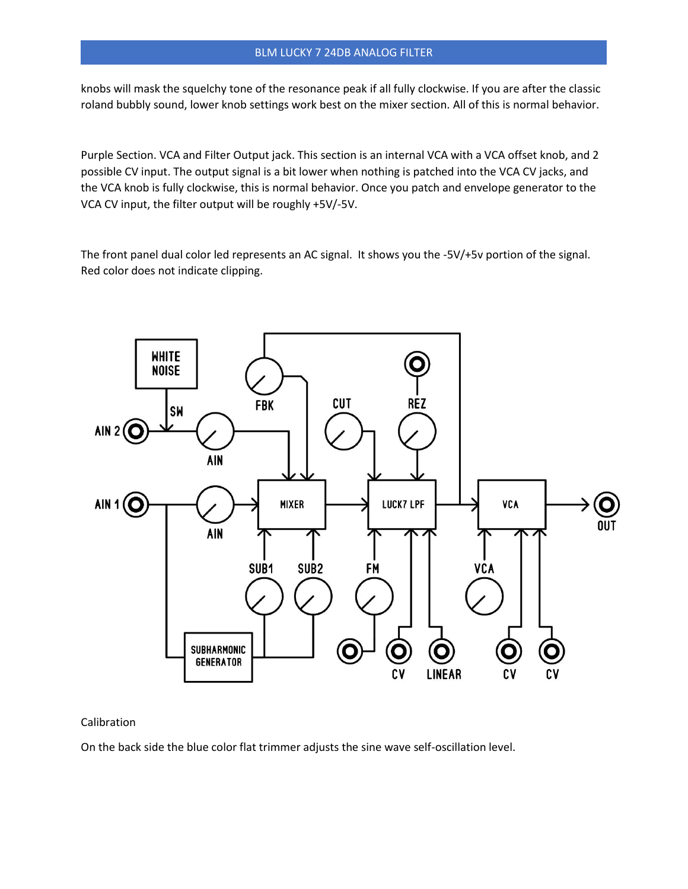knobs will mask the squelchy tone of the resonance peak if all fully clockwise. If you are after the classic roland bubbly sound, lower knob settings work best on the mixer section. All of this is normal behavior.

Purple Section. VCA and Filter Output jack. This section is an internal VCA with a VCA offset knob, and 2 possible CV input. The output signal is a bit lower when nothing is patched into the VCA CV jacks, and the VCA knob is fully clockwise, this is normal behavior. Once you patch and envelope generator to the VCA CV input, the filter output will be roughly +5V/-5V.

The front panel dual color led represents an AC signal. It shows you the -5V/+5v portion of the signal. Red color does not indicate clipping.

Calibration

On the back side the blue color flat trimmer adjusts the sine wave self-oscillation level.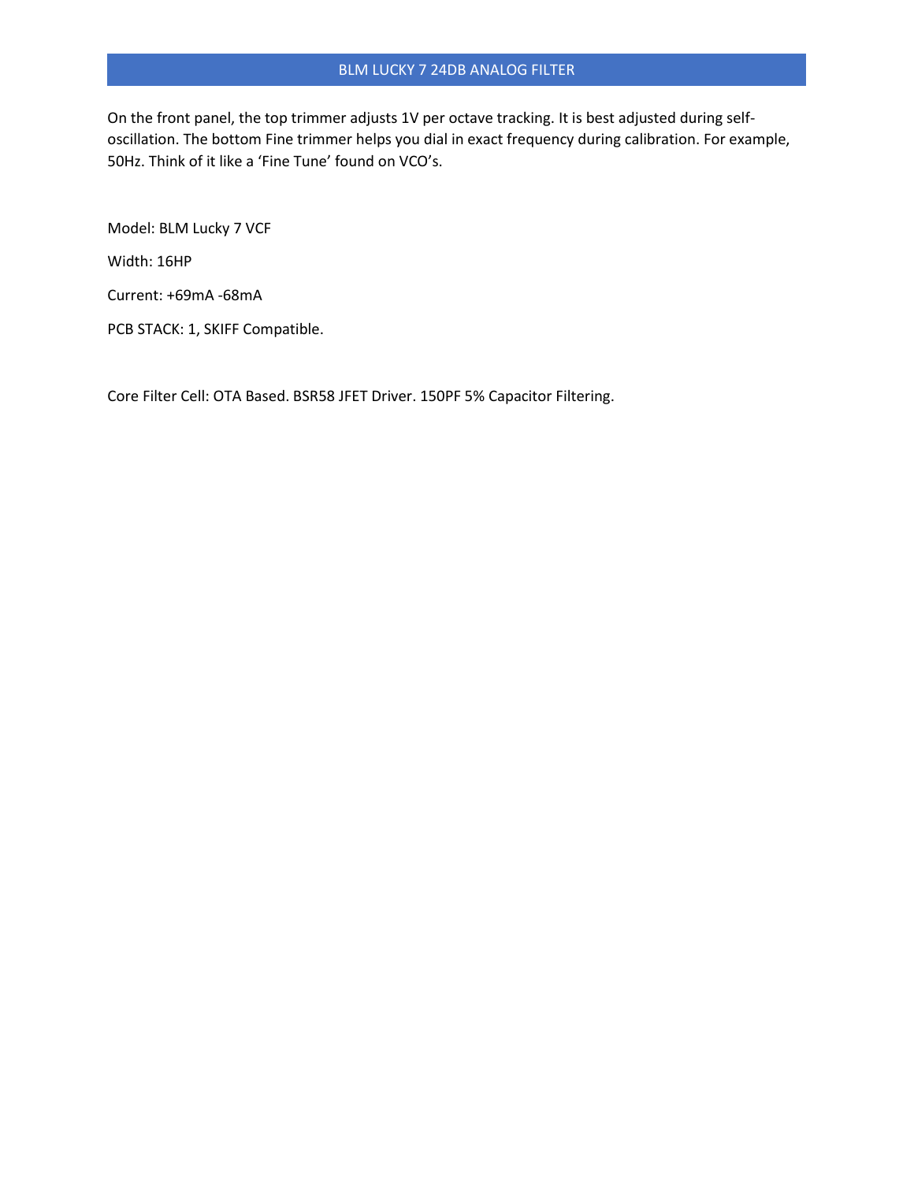# BLM LUCKY 7 24DB ANALOG FILTER

On the front panel, the top trimmer adjusts 1V per octave tracking. It is best adjusted during self-oscillation. The bottom Fine trimmer helps you dial in exact frequency during calibration. For example, 50Hz. Think of it like a 'Fine Tune' found on VCO's.

Model: BLM Lucky 7 VCF

Width: 16HP

Current: +69mA -68mA

PCB STACK: 1, SKIFF Compatible.

Core Filter Cell: OTA Based. BSR58 JFET Driver. 150PF 5% Capacitor Filtering.